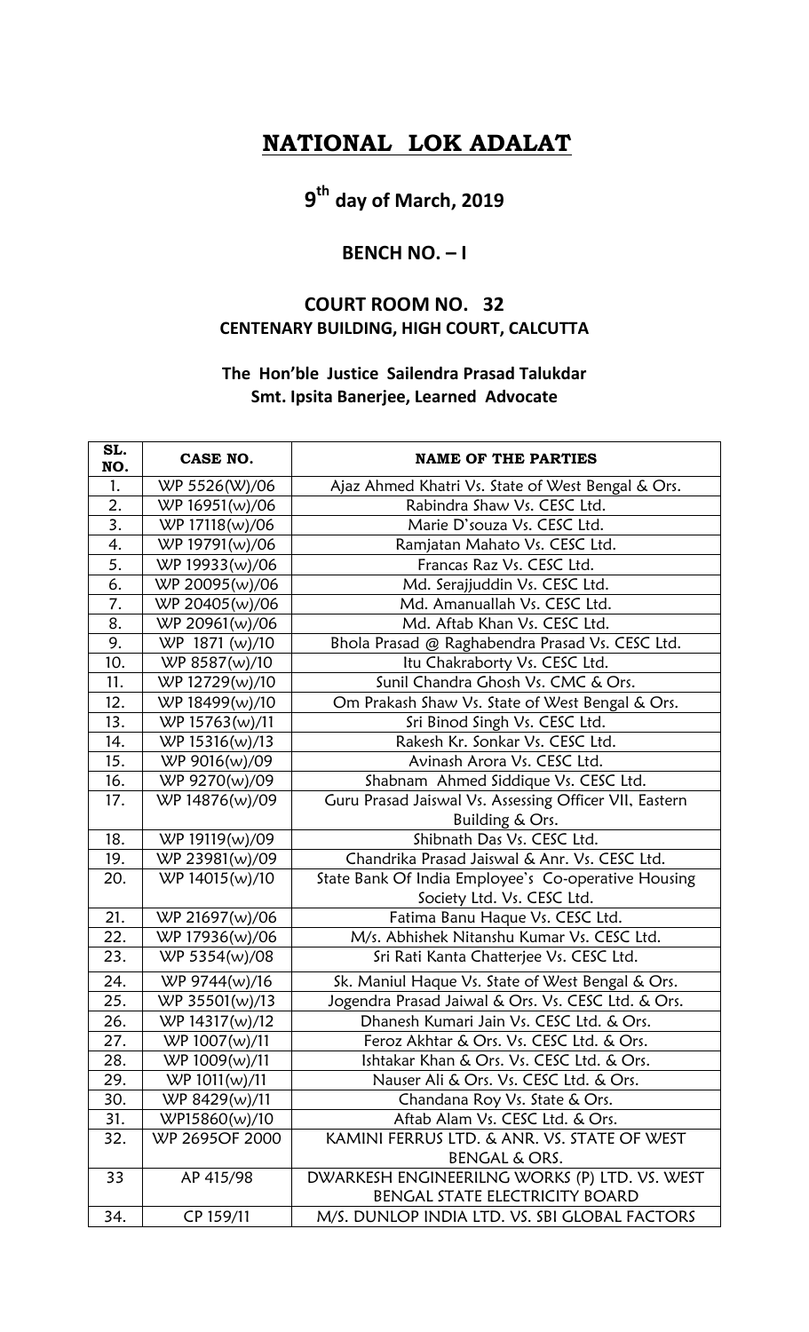# NATIONAL LOK ADALAT

## 9th day of March, 2019

### BENCH NO. – I

### COURT ROOM NO. 32
**CENTENARY BUILDING, HIGH COURT, CALCUTTA**

**The Hon'ble Justice Sailendra Prasad Talukdar**
**Smt. Ipsita Banerjee, Learned Advocate**

| SL. NO. | CASE NO. | NAME OF THE PARTIES |
|---|---|---|
| 1. | WP 5526(W)/06 | Ajaz Ahmed Khatri Vs. State of West Bengal & Ors. |
| 2. | WP 16951(w)/06 | Rabindra Shaw Vs. CESC Ltd. |
| 3. | WP 17118(w)/06 | Marie D'souza Vs. CESC Ltd. |
| 4. | WP 19791(w)/06 | Ramjatan Mahato Vs. CESC Ltd. |
| 5. | WP 19933(w)/06 | Francas Raz Vs. CESC Ltd. |
| 6. | WP 20095(w)/06 | Md. Serajjuddin Vs. CESC Ltd. |
| 7. | WP 20405(w)/06 | Md. Amanuallah Vs. CESC Ltd. |
| 8. | WP 20961(w)/06 | Md. Aftab Khan Vs. CESC Ltd. |
| 9. | WP 1871 (w)/10 | Bhola Prasad @ Raghabendra Prasad Vs. CESC Ltd. |
| 10. | WP 8587(w)/10 | Itu Chakraborty Vs. CESC Ltd. |
| 11. | WP 12729(w)/10 | Sunil Chandra Ghosh Vs. CMC & Ors. |
| 12. | WP 18499(w)/10 | Om Prakash Shaw Vs. State of West Bengal & Ors. |
| 13. | WP 15763(w)/11 | Sri Binod Singh Vs. CESC Ltd. |
| 14. | WP 15316(w)/13 | Rakesh Kr. Sonkar Vs. CESC Ltd. |
| 15. | WP 9016(w)/09 | Avinash Arora Vs. CESC Ltd. |
| 16. | WP 9270(w)/09 | Shabnam Ahmed Siddique Vs. CESC Ltd. |
| 17. | WP 14876(w)/09 | Guru Prasad Jaiswal Vs. Assessing Officer VII, Eastern Building & Ors. |
| 18. | WP 19119(w)/09 | Shibnath Das Vs. CESC Ltd. |
| 19. | WP 23981(w)/09 | Chandrika Prasad Jaiswal & Anr. Vs. CESC Ltd. |
| 20. | WP 14015(w)/10 | State Bank Of India Employee's Co-operative Housing Society Ltd. Vs. CESC Ltd. |
| 21. | WP 21697(w)/06 | Fatima Banu Haque Vs. CESC Ltd. |
| 22. | WP 17936(w)/06 | M/s. Abhishek Nitanshu Kumar Vs. CESC Ltd. |
| 23. | WP 5354(w)/08 | Sri Rati Kanta Chatterjee Vs. CESC Ltd. |
| 24. | WP 9744(w)/16 | Sk. Maniul Haque Vs. State of West Bengal & Ors. |
| 25. | WP 35501(w)/13 | Jogendra Prasad Jaiwal & Ors. Vs. CESC Ltd. & Ors. |
| 26. | WP 14317(w)/12 | Dhanesh Kumari Jain Vs. CESC Ltd. & Ors. |
| 27. | WP 1007(w)/11 | Feroz Akhtar & Ors. Vs. CESC Ltd. & Ors. |
| 28. | WP 1009(w)/11 | Ishtakar Khan & Ors. Vs. CESC Ltd. & Ors. |
| 29. | WP 1011(w)/11 | Nauser Ali & Ors. Vs. CESC Ltd. & Ors. |
| 30. | WP 8429(w)/11 | Chandana Roy Vs. State & Ors. |
| 31. | WP15860(w)/10 | Aftab Alam Vs. CESC Ltd. & Ors. |
| 32. | WP 2695OF 2000 | KAMINI FERRUS LTD. & ANR. VS. STATE OF WEST BENGAL & ORS. |
| 33 | AP 415/98 | DWARKESH ENGINEERILNG WORKS (P) LTD. VS. WEST BENGAL STATE ELECTRICITY BOARD |
| 34. | CP 159/11 | M/S. DUNLOP INDIA LTD. VS. SBI GLOBAL FACTORS |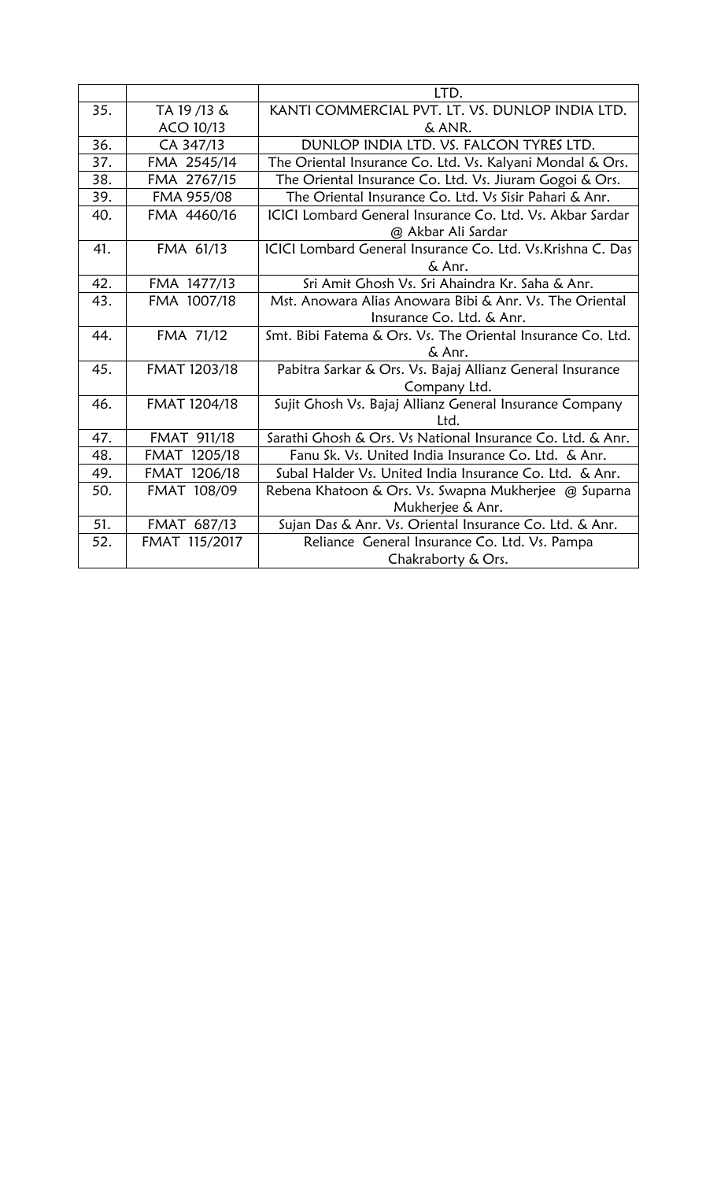| | | |
|---|---|---|
| | | LTD. |
| 35. | TA 19 /13 & ACO 10/13 | KANTI COMMERCIAL PVT. LT. VS. DUNLOP INDIA LTD. & ANR. |
| 36. | CA 347/13 | DUNLOP INDIA LTD. VS. FALCON TYRES LTD. |
| 37. | FMA 2545/14 | The Oriental Insurance Co. Ltd. Vs. Kalyani Mondal & Ors. |
| 38. | FMA 2767/15 | The Oriental Insurance Co. Ltd. Vs. Jiuram Gogoi & Ors. |
| 39. | FMA 955/08 | The Oriental Insurance Co. Ltd. Vs Sisir Pahari & Anr. |
| 40. | FMA 4460/16 | ICICI Lombard General Insurance Co. Ltd. Vs. Akbar Sardar @ Akbar Ali Sardar |
| 41. | FMA 61/13 | ICICI Lombard General Insurance Co. Ltd. Vs.Krishna C. Das & Anr. |
| 42. | FMA 1477/13 | Sri Amit Ghosh Vs. Sri Ahaindra Kr. Saha & Anr. |
| 43. | FMA 1007/18 | Mst. Anowara Alias Anowara Bibi & Anr. Vs. The Oriental Insurance Co. Ltd. & Anr. |
| 44. | FMA 71/12 | Smt. Bibi Fatema & Ors. Vs. The Oriental Insurance Co. Ltd. & Anr. |
| 45. | FMAT 1203/18 | Pabitra Sarkar & Ors. Vs. Bajaj Allianz General Insurance Company Ltd. |
| 46. | FMAT 1204/18 | Sujit Ghosh Vs. Bajaj Allianz General Insurance Company Ltd. |
| 47. | FMAT 911/18 | Sarathi Ghosh & Ors. Vs National Insurance Co. Ltd. & Anr. |
| 48. | FMAT 1205/18 | Fanu Sk. Vs. United India Insurance Co. Ltd. & Anr. |
| 49. | FMAT 1206/18 | Subal Halder Vs. United India Insurance Co. Ltd. & Anr. |
| 50. | FMAT 108/09 | Rebena Khatoon & Ors. Vs. Swapna Mukherjee @ Suparna Mukherjee & Anr. |
| 51. | FMAT 687/13 | Sujan Das & Anr. Vs. Oriental Insurance Co. Ltd. & Anr. |
| 52. | FMAT 115/2017 | Reliance General Insurance Co. Ltd. Vs. Pampa Chakraborty & Ors. |